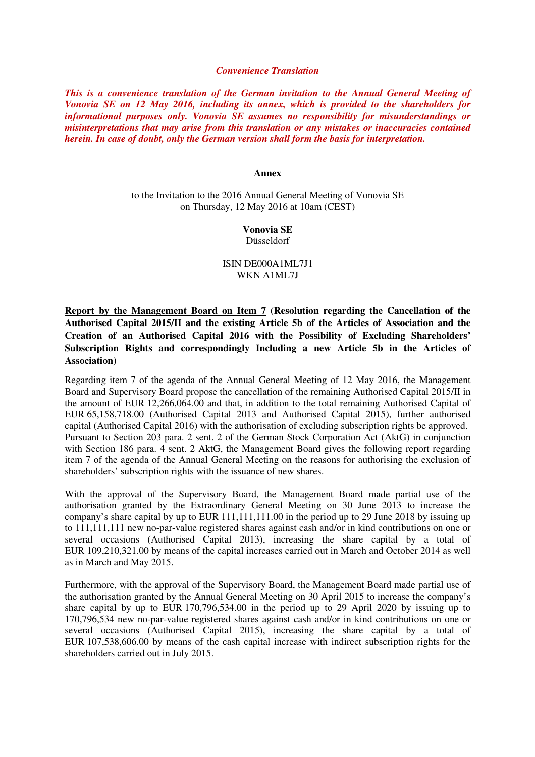*Convenience Translation*

***This is a convenience translation of the German invitation to the Annual General Meeting of Vonovia SE on 12 May 2016, including its annex, which is provided to the shareholders for informational purposes only. Vonovia SE assumes no responsibility for misunderstandings or misinterpretations that may arise from this translation or any mistakes or inaccuracies contained herein. In case of doubt, only the German version shall form the basis for interpretation.***

**Annex**

to the Invitation to the 2016 Annual General Meeting of Vonovia SE
on Thursday, 12 May 2016 at 10am (CEST)

**Vonovia SE**
Düsseldorf

ISIN DE000A1ML7J1
WKN A1ML7J

**Report by the Management Board on Item 7 (Resolution regarding the Cancellation of the Authorised Capital 2015/II and the existing Article 5b of the Articles of Association and the Creation of an Authorised Capital 2016 with the Possibility of Excluding Shareholders' Subscription Rights and correspondingly Including a new Article 5b in the Articles of Association)**

Regarding item 7 of the agenda of the Annual General Meeting of 12 May 2016, the Management Board and Supervisory Board propose the cancellation of the remaining Authorised Capital 2015/II in the amount of EUR 12,266,064.00 and that, in addition to the total remaining Authorised Capital of EUR 65,158,718.00 (Authorised Capital 2013 and Authorised Capital 2015), further authorised capital (Authorised Capital 2016) with the authorisation of excluding subscription rights be approved. Pursuant to Section 203 para. 2 sent. 2 of the German Stock Corporation Act (AktG) in conjunction with Section 186 para. 4 sent. 2 AktG, the Management Board gives the following report regarding item 7 of the agenda of the Annual General Meeting on the reasons for authorising the exclusion of shareholders' subscription rights with the issuance of new shares.

With the approval of the Supervisory Board, the Management Board made partial use of the authorisation granted by the Extraordinary General Meeting on 30 June 2013 to increase the company's share capital by up to EUR 111,111,111.00 in the period up to 29 June 2018 by issuing up to 111,111,111 new no-par-value registered shares against cash and/or in kind contributions on one or several occasions (Authorised Capital 2013), increasing the share capital by a total of EUR 109,210,321.00 by means of the capital increases carried out in March and October 2014 as well as in March and May 2015.

Furthermore, with the approval of the Supervisory Board, the Management Board made partial use of the authorisation granted by the Annual General Meeting on 30 April 2015 to increase the company's share capital by up to EUR 170,796,534.00 in the period up to 29 April 2020 by issuing up to 170,796,534 new no-par-value registered shares against cash and/or in kind contributions on one or several occasions (Authorised Capital 2015), increasing the share capital by a total of EUR 107,538,606.00 by means of the cash capital increase with indirect subscription rights for the shareholders carried out in July 2015.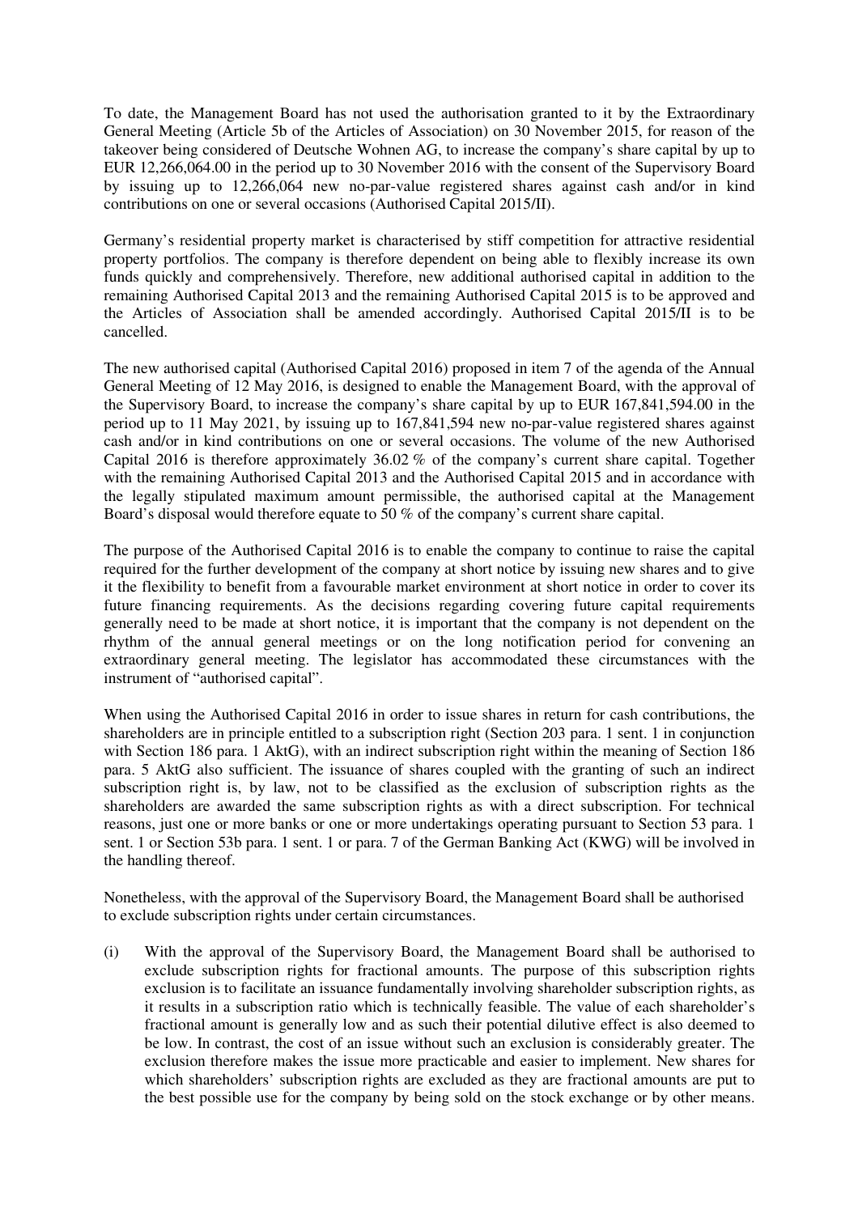To date, the Management Board has not used the authorisation granted to it by the Extraordinary General Meeting (Article 5b of the Articles of Association) on 30 November 2015, for reason of the takeover being considered of Deutsche Wohnen AG, to increase the company's share capital by up to EUR 12,266,064.00 in the period up to 30 November 2016 with the consent of the Supervisory Board by issuing up to 12,266,064 new no-par-value registered shares against cash and/or in kind contributions on one or several occasions (Authorised Capital 2015/II).

Germany's residential property market is characterised by stiff competition for attractive residential property portfolios. The company is therefore dependent on being able to flexibly increase its own funds quickly and comprehensively. Therefore, new additional authorised capital in addition to the remaining Authorised Capital 2013 and the remaining Authorised Capital 2015 is to be approved and the Articles of Association shall be amended accordingly. Authorised Capital 2015/II is to be cancelled.

The new authorised capital (Authorised Capital 2016) proposed in item 7 of the agenda of the Annual General Meeting of 12 May 2016, is designed to enable the Management Board, with the approval of the Supervisory Board, to increase the company's share capital by up to EUR 167,841,594.00 in the period up to 11 May 2021, by issuing up to 167,841,594 new no-par-value registered shares against cash and/or in kind contributions on one or several occasions. The volume of the new Authorised Capital 2016 is therefore approximately 36.02 % of the company's current share capital. Together with the remaining Authorised Capital 2013 and the Authorised Capital 2015 and in accordance with the legally stipulated maximum amount permissible, the authorised capital at the Management Board's disposal would therefore equate to 50 % of the company's current share capital.

The purpose of the Authorised Capital 2016 is to enable the company to continue to raise the capital required for the further development of the company at short notice by issuing new shares and to give it the flexibility to benefit from a favourable market environment at short notice in order to cover its future financing requirements. As the decisions regarding covering future capital requirements generally need to be made at short notice, it is important that the company is not dependent on the rhythm of the annual general meetings or on the long notification period for convening an extraordinary general meeting. The legislator has accommodated these circumstances with the instrument of "authorised capital".

When using the Authorised Capital 2016 in order to issue shares in return for cash contributions, the shareholders are in principle entitled to a subscription right (Section 203 para. 1 sent. 1 in conjunction with Section 186 para. 1 AktG), with an indirect subscription right within the meaning of Section 186 para. 5 AktG also sufficient. The issuance of shares coupled with the granting of such an indirect subscription right is, by law, not to be classified as the exclusion of subscription rights as the shareholders are awarded the same subscription rights as with a direct subscription. For technical reasons, just one or more banks or one or more undertakings operating pursuant to Section 53 para. 1 sent. 1 or Section 53b para. 1 sent. 1 or para. 7 of the German Banking Act (KWG) will be involved in the handling thereof.

Nonetheless, with the approval of the Supervisory Board, the Management Board shall be authorised to exclude subscription rights under certain circumstances.

(i) With the approval of the Supervisory Board, the Management Board shall be authorised to exclude subscription rights for fractional amounts. The purpose of this subscription rights exclusion is to facilitate an issuance fundamentally involving shareholder subscription rights, as it results in a subscription ratio which is technically feasible. The value of each shareholder's fractional amount is generally low and as such their potential dilutive effect is also deemed to be low. In contrast, the cost of an issue without such an exclusion is considerably greater. The exclusion therefore makes the issue more practicable and easier to implement. New shares for which shareholders' subscription rights are excluded as they are fractional amounts are put to the best possible use for the company by being sold on the stock exchange or by other means.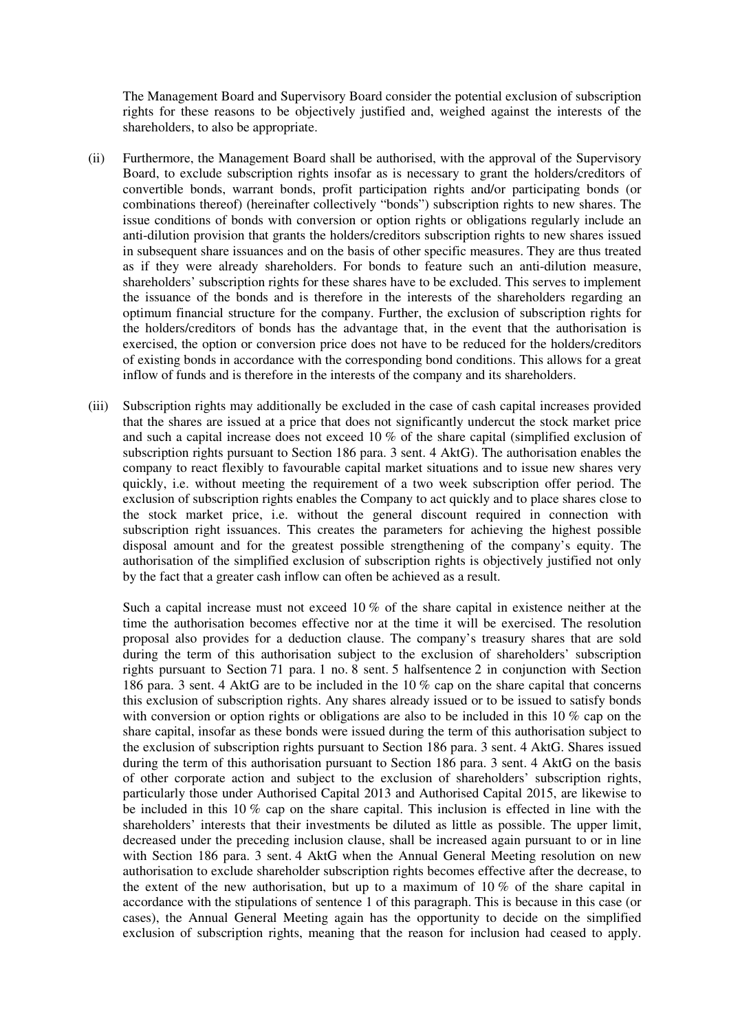The Management Board and Supervisory Board consider the potential exclusion of subscription rights for these reasons to be objectively justified and, weighed against the interests of the shareholders, to also be appropriate.

(ii) Furthermore, the Management Board shall be authorised, with the approval of the Supervisory Board, to exclude subscription rights insofar as is necessary to grant the holders/creditors of convertible bonds, warrant bonds, profit participation rights and/or participating bonds (or combinations thereof) (hereinafter collectively "bonds") subscription rights to new shares. The issue conditions of bonds with conversion or option rights or obligations regularly include an anti-dilution provision that grants the holders/creditors subscription rights to new shares issued in subsequent share issuances and on the basis of other specific measures. They are thus treated as if they were already shareholders. For bonds to feature such an anti-dilution measure, shareholders' subscription rights for these shares have to be excluded. This serves to implement the issuance of the bonds and is therefore in the interests of the shareholders regarding an optimum financial structure for the company. Further, the exclusion of subscription rights for the holders/creditors of bonds has the advantage that, in the event that the authorisation is exercised, the option or conversion price does not have to be reduced for the holders/creditors of existing bonds in accordance with the corresponding bond conditions. This allows for a great inflow of funds and is therefore in the interests of the company and its shareholders.

(iii) Subscription rights may additionally be excluded in the case of cash capital increases provided that the shares are issued at a price that does not significantly undercut the stock market price and such a capital increase does not exceed 10 % of the share capital (simplified exclusion of subscription rights pursuant to Section 186 para. 3 sent. 4 AktG). The authorisation enables the company to react flexibly to favourable capital market situations and to issue new shares very quickly, i.e. without meeting the requirement of a two week subscription offer period. The exclusion of subscription rights enables the Company to act quickly and to place shares close to the stock market price, i.e. without the general discount required in connection with subscription right issuances. This creates the parameters for achieving the highest possible disposal amount and for the greatest possible strengthening of the company's equity. The authorisation of the simplified exclusion of subscription rights is objectively justified not only by the fact that a greater cash inflow can often be achieved as a result.

Such a capital increase must not exceed 10 % of the share capital in existence neither at the time the authorisation becomes effective nor at the time it will be exercised. The resolution proposal also provides for a deduction clause. The company's treasury shares that are sold during the term of this authorisation subject to the exclusion of shareholders' subscription rights pursuant to Section 71 para. 1 no. 8 sent. 5 halfsentence 2 in conjunction with Section 186 para. 3 sent. 4 AktG are to be included in the 10 % cap on the share capital that concerns this exclusion of subscription rights. Any shares already issued or to be issued to satisfy bonds with conversion or option rights or obligations are also to be included in this 10 % cap on the share capital, insofar as these bonds were issued during the term of this authorisation subject to the exclusion of subscription rights pursuant to Section 186 para. 3 sent. 4 AktG. Shares issued during the term of this authorisation pursuant to Section 186 para. 3 sent. 4 AktG on the basis of other corporate action and subject to the exclusion of shareholders' subscription rights, particularly those under Authorised Capital 2013 and Authorised Capital 2015, are likewise to be included in this 10 % cap on the share capital. This inclusion is effected in line with the shareholders' interests that their investments be diluted as little as possible. The upper limit, decreased under the preceding inclusion clause, shall be increased again pursuant to or in line with Section 186 para. 3 sent. 4 AktG when the Annual General Meeting resolution on new authorisation to exclude shareholder subscription rights becomes effective after the decrease, to the extent of the new authorisation, but up to a maximum of 10 % of the share capital in accordance with the stipulations of sentence 1 of this paragraph. This is because in this case (or cases), the Annual General Meeting again has the opportunity to decide on the simplified exclusion of subscription rights, meaning that the reason for inclusion had ceased to apply.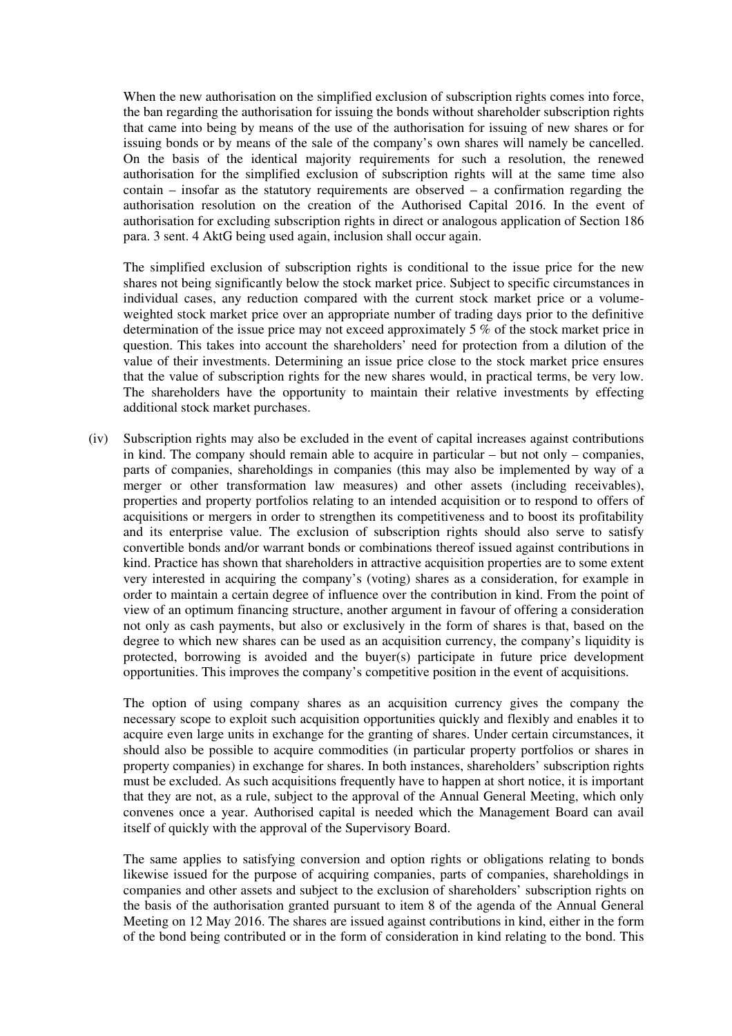When the new authorisation on the simplified exclusion of subscription rights comes into force, the ban regarding the authorisation for issuing the bonds without shareholder subscription rights that came into being by means of the use of the authorisation for issuing of new shares or for issuing bonds or by means of the sale of the company's own shares will namely be cancelled. On the basis of the identical majority requirements for such a resolution, the renewed authorisation for the simplified exclusion of subscription rights will at the same time also contain – insofar as the statutory requirements are observed – a confirmation regarding the authorisation resolution on the creation of the Authorised Capital 2016. In the event of authorisation for excluding subscription rights in direct or analogous application of Section 186 para. 3 sent. 4 AktG being used again, inclusion shall occur again.

The simplified exclusion of subscription rights is conditional to the issue price for the new shares not being significantly below the stock market price. Subject to specific circumstances in individual cases, any reduction compared with the current stock market price or a volume-weighted stock market price over an appropriate number of trading days prior to the definitive determination of the issue price may not exceed approximately 5 % of the stock market price in question. This takes into account the shareholders' need for protection from a dilution of the value of their investments. Determining an issue price close to the stock market price ensures that the value of subscription rights for the new shares would, in practical terms, be very low. The shareholders have the opportunity to maintain their relative investments by effecting additional stock market purchases.

(iv) Subscription rights may also be excluded in the event of capital increases against contributions in kind. The company should remain able to acquire in particular – but not only – companies, parts of companies, shareholdings in companies (this may also be implemented by way of a merger or other transformation law measures) and other assets (including receivables), properties and property portfolios relating to an intended acquisition or to respond to offers of acquisitions or mergers in order to strengthen its competitiveness and to boost its profitability and its enterprise value. The exclusion of subscription rights should also serve to satisfy convertible bonds and/or warrant bonds or combinations thereof issued against contributions in kind. Practice has shown that shareholders in attractive acquisition properties are to some extent very interested in acquiring the company's (voting) shares as a consideration, for example in order to maintain a certain degree of influence over the contribution in kind. From the point of view of an optimum financing structure, another argument in favour of offering a consideration not only as cash payments, but also or exclusively in the form of shares is that, based on the degree to which new shares can be used as an acquisition currency, the company's liquidity is protected, borrowing is avoided and the buyer(s) participate in future price development opportunities. This improves the company's competitive position in the event of acquisitions.

The option of using company shares as an acquisition currency gives the company the necessary scope to exploit such acquisition opportunities quickly and flexibly and enables it to acquire even large units in exchange for the granting of shares. Under certain circumstances, it should also be possible to acquire commodities (in particular property portfolios or shares in property companies) in exchange for shares. In both instances, shareholders' subscription rights must be excluded. As such acquisitions frequently have to happen at short notice, it is important that they are not, as a rule, subject to the approval of the Annual General Meeting, which only convenes once a year. Authorised capital is needed which the Management Board can avail itself of quickly with the approval of the Supervisory Board.

The same applies to satisfying conversion and option rights or obligations relating to bonds likewise issued for the purpose of acquiring companies, parts of companies, shareholdings in companies and other assets and subject to the exclusion of shareholders' subscription rights on the basis of the authorisation granted pursuant to item 8 of the agenda of the Annual General Meeting on 12 May 2016. The shares are issued against contributions in kind, either in the form of the bond being contributed or in the form of consideration in kind relating to the bond. This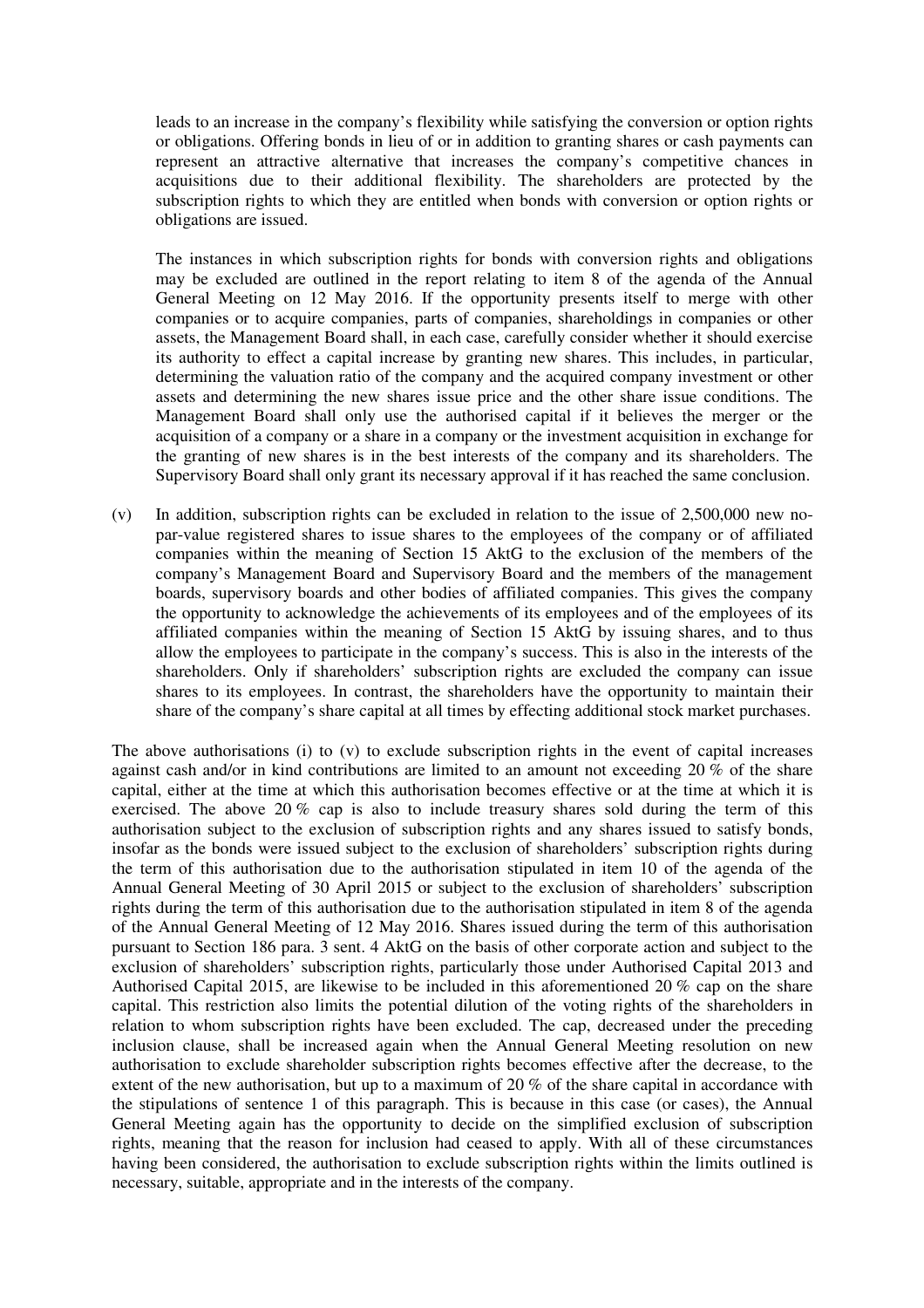leads to an increase in the company's flexibility while satisfying the conversion or option rights or obligations. Offering bonds in lieu of or in addition to granting shares or cash payments can represent an attractive alternative that increases the company's competitive chances in acquisitions due to their additional flexibility. The shareholders are protected by the subscription rights to which they are entitled when bonds with conversion or option rights or obligations are issued.

The instances in which subscription rights for bonds with conversion rights and obligations may be excluded are outlined in the report relating to item 8 of the agenda of the Annual General Meeting on 12 May 2016. If the opportunity presents itself to merge with other companies or to acquire companies, parts of companies, shareholdings in companies or other assets, the Management Board shall, in each case, carefully consider whether it should exercise its authority to effect a capital increase by granting new shares. This includes, in particular, determining the valuation ratio of the company and the acquired company investment or other assets and determining the new shares issue price and the other share issue conditions. The Management Board shall only use the authorised capital if it believes the merger or the acquisition of a company or a share in a company or the investment acquisition in exchange for the granting of new shares is in the best interests of the company and its shareholders. The Supervisory Board shall only grant its necessary approval if it has reached the same conclusion.

(v) In addition, subscription rights can be excluded in relation to the issue of 2,500,000 new no-par-value registered shares to issue shares to the employees of the company or of affiliated companies within the meaning of Section 15 AktG to the exclusion of the members of the company's Management Board and Supervisory Board and the members of the management boards, supervisory boards and other bodies of affiliated companies. This gives the company the opportunity to acknowledge the achievements of its employees and of the employees of its affiliated companies within the meaning of Section 15 AktG by issuing shares, and to thus allow the employees to participate in the company's success. This is also in the interests of the shareholders. Only if shareholders' subscription rights are excluded the company can issue shares to its employees. In contrast, the shareholders have the opportunity to maintain their share of the company's share capital at all times by effecting additional stock market purchases.

The above authorisations (i) to (v) to exclude subscription rights in the event of capital increases against cash and/or in kind contributions are limited to an amount not exceeding 20 % of the share capital, either at the time at which this authorisation becomes effective or at the time at which it is exercised. The above 20 % cap is also to include treasury shares sold during the term of this authorisation subject to the exclusion of subscription rights and any shares issued to satisfy bonds, insofar as the bonds were issued subject to the exclusion of shareholders' subscription rights during the term of this authorisation due to the authorisation stipulated in item 10 of the agenda of the Annual General Meeting of 30 April 2015 or subject to the exclusion of shareholders' subscription rights during the term of this authorisation due to the authorisation stipulated in item 8 of the agenda of the Annual General Meeting of 12 May 2016. Shares issued during the term of this authorisation pursuant to Section 186 para. 3 sent. 4 AktG on the basis of other corporate action and subject to the exclusion of shareholders' subscription rights, particularly those under Authorised Capital 2013 and Authorised Capital 2015, are likewise to be included in this aforementioned 20 % cap on the share capital. This restriction also limits the potential dilution of the voting rights of the shareholders in relation to whom subscription rights have been excluded. The cap, decreased under the preceding inclusion clause, shall be increased again when the Annual General Meeting resolution on new authorisation to exclude shareholder subscription rights becomes effective after the decrease, to the extent of the new authorisation, but up to a maximum of 20 % of the share capital in accordance with the stipulations of sentence 1 of this paragraph. This is because in this case (or cases), the Annual General Meeting again has the opportunity to decide on the simplified exclusion of subscription rights, meaning that the reason for inclusion had ceased to apply. With all of these circumstances having been considered, the authorisation to exclude subscription rights within the limits outlined is necessary, suitable, appropriate and in the interests of the company.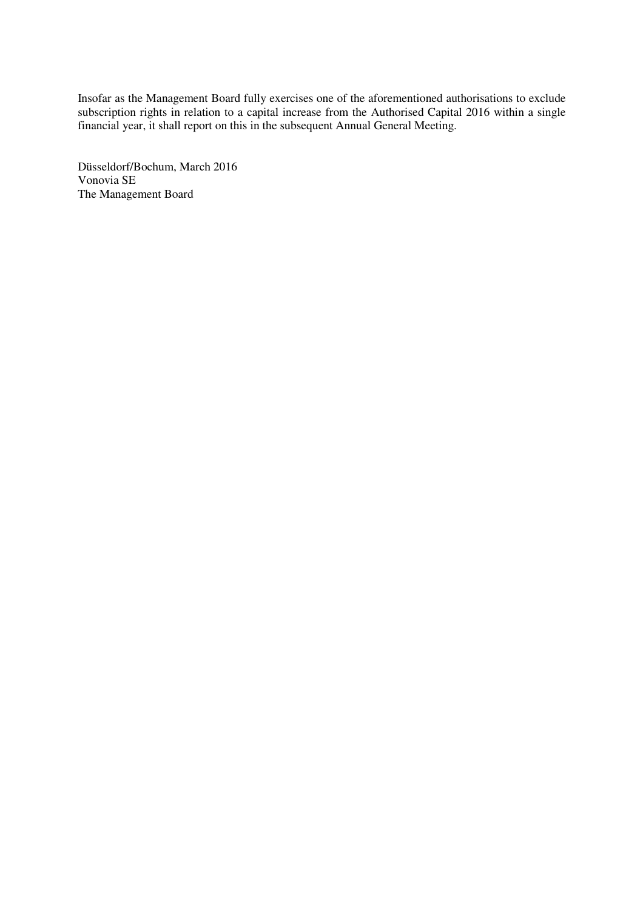Insofar as the Management Board fully exercises one of the aforementioned authorisations to exclude subscription rights in relation to a capital increase from the Authorised Capital 2016 within a single financial year, it shall report on this in the subsequent Annual General Meeting.

Düsseldorf/Bochum, March 2016
Vonovia SE
The Management Board